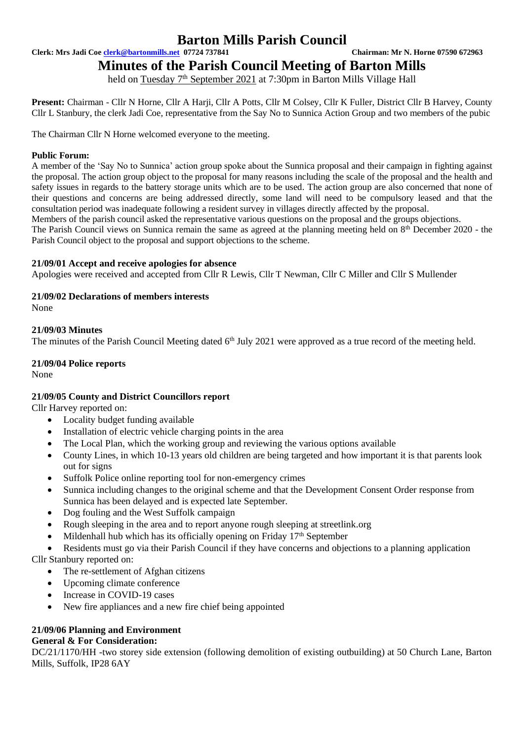# Barton Mills Parish Council

**Clerk: Mrs Jadi Coe clerk@bartonmills.net 07724 737841** **Chairman: Mr N. Horne 07590 672963**

# Minutes of the Parish Council Meeting of Barton Mills

held on Tuesday 7th September 2021 at 7:30pm in Barton Mills Village Hall

**Present:** Chairman - Cllr N Horne, Cllr A Harji, Cllr A Potts, Cllr M Colsey, Cllr K Fuller, District Cllr B Harvey, County Cllr L Stanbury, the clerk Jadi Coe, representative from the Say No to Sunnica Action Group and two members of the pubic

The Chairman Cllr N Horne welcomed everyone to the meeting.

**Public Forum:**

A member of the 'Say No to Sunnica' action group spoke about the Sunnica proposal and their campaign in fighting against the proposal. The action group object to the proposal for many reasons including the scale of the proposal and the health and safety issues in regards to the battery storage units which are to be used. The action group are also concerned that none of their questions and concerns are being addressed directly, some land will need to be compulsory leased and that the consultation period was inadequate following a resident survey in villages directly affected by the proposal.

Members of the parish council asked the representative various questions on the proposal and the groups objections.

The Parish Council views on Sunnica remain the same as agreed at the planning meeting held on 8th December 2020 - the Parish Council object to the proposal and support objections to the scheme.

### 21/09/01 Accept and receive apologies for absence

Apologies were received and accepted from Cllr R Lewis, Cllr T Newman, Cllr C Miller and Cllr S Mullender

### 21/09/02 Declarations of members interests

None

### 21/09/03 Minutes

The minutes of the Parish Council Meeting dated 6th July 2021 were approved as a true record of the meeting held.

### 21/09/04 Police reports

None

### 21/09/05 County and District Councillors report

Cllr Harvey reported on:

- Locality budget funding available
- Installation of electric vehicle charging points in the area
- The Local Plan, which the working group and reviewing the various options available
- County Lines, in which 10-13 years old children are being targeted and how important it is that parents look out for signs
- Suffolk Police online reporting tool for non-emergency crimes
- Sunnica including changes to the original scheme and that the Development Consent Order response from Sunnica has been delayed and is expected late September.
- Dog fouling and the West Suffolk campaign
- Rough sleeping in the area and to report anyone rough sleeping at streetlink.org
- Mildenhall hub which has its officially opening on Friday 17th September
- Residents must go via their Parish Council if they have concerns and objections to a planning application

Cllr Stanbury reported on:

- The re-settlement of Afghan citizens
- Upcoming climate conference
- Increase in COVID-19 cases
- New fire appliances and a new fire chief being appointed

### 21/09/06 Planning and Environment

**General & For Consideration:**

DC/21/1170/HH -two storey side extension (following demolition of existing outbuilding) at 50 Church Lane, Barton Mills, Suffolk, IP28 6AY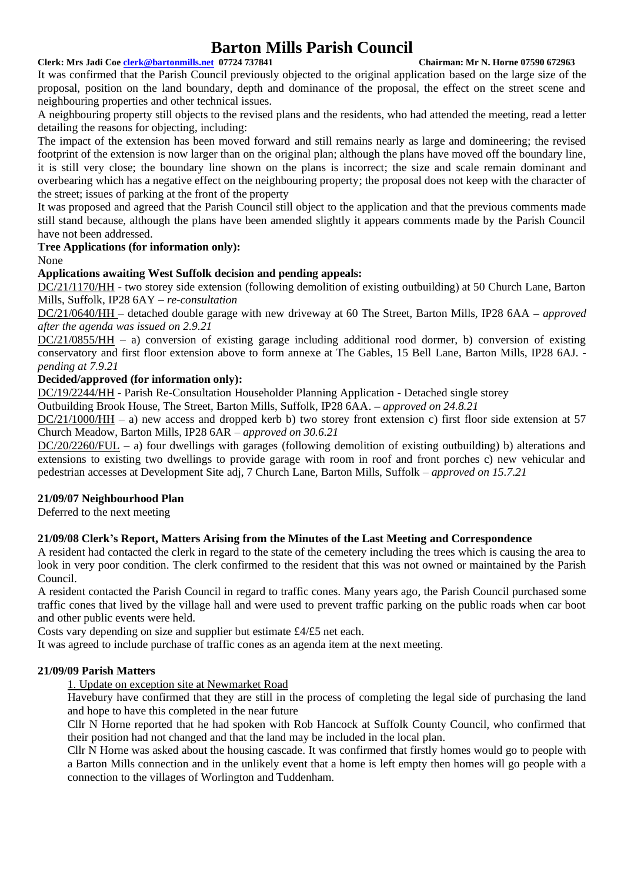It was confirmed that the Parish Council previously objected to the original application based on the large size of the proposal, position on the land boundary, depth and dominance of the proposal, the effect on the street scene and neighbouring properties and other technical issues.

A neighbouring property still objects to the revised plans and the residents, who had attended the meeting, read a letter detailing the reasons for objecting, including:

The impact of the extension has been moved forward and still remains nearly as large and domineering; the revised footprint of the extension is now larger than on the original plan; although the plans have moved off the boundary line, it is still very close; the boundary line shown on the plans is incorrect; the size and scale remain dominant and overbearing which has a negative effect on the neighbouring property; the proposal does not keep with the character of the street; issues of parking at the front of the property

It was proposed and agreed that the Parish Council still object to the application and that the previous comments made still stand because, although the plans have been amended slightly it appears comments made by the Parish Council have not been addressed.

**Tree Applications (for information only):**

None

**Applications awaiting West Suffolk decision and pending appeals:**

DC/21/1170/HH - two storey side extension (following demolition of existing outbuilding) at 50 Church Lane, Barton Mills, Suffolk, IP28 6AY – *re-consultation*

DC/21/0640/HH – detached double garage with new driveway at 60 The Street, Barton Mills, IP28 6AA – *approved after the agenda was issued on 2.9.21*

DC/21/0855/HH – a) conversion of existing garage including additional rood dormer, b) conversion of existing conservatory and first floor extension above to form annexe at The Gables, 15 Bell Lane, Barton Mills, IP28 6AJ. - *pending at 7.9.21*

**Decided/approved (for information only):**

DC/19/2244/HH - Parish Re-Consultation Householder Planning Application - Detached single storey Outbuilding Brook House, The Street, Barton Mills, Suffolk, IP28 6AA. – *approved on 24.8.21*

DC/21/1000/HH – a) new access and dropped kerb b) two storey front extension c) first floor side extension at 57 Church Meadow, Barton Mills, IP28 6AR – *approved on 30.6.21*

DC/20/2260/FUL – a) four dwellings with garages (following demolition of existing outbuilding) b) alterations and extensions to existing two dwellings to provide garage with room in roof and front porches c) new vehicular and pedestrian accesses at Development Site adj, 7 Church Lane, Barton Mills, Suffolk – *approved on 15.7.21*

**21/09/07 Neighbourhood Plan**

Deferred to the next meeting

**21/09/08 Clerk's Report, Matters Arising from the Minutes of the Last Meeting and Correspondence**

A resident had contacted the clerk in regard to the state of the cemetery including the trees which is causing the area to look in very poor condition. The clerk confirmed to the resident that this was not owned or maintained by the Parish Council.

A resident contacted the Parish Council in regard to traffic cones. Many years ago, the Parish Council purchased some traffic cones that lived by the village hall and were used to prevent traffic parking on the public roads when car boot and other public events were held.

Costs vary depending on size and supplier but estimate £4/£5 net each.

It was agreed to include purchase of traffic cones as an agenda item at the next meeting.

**21/09/09 Parish Matters**

1. Update on exception site at Newmarket Road

Havebury have confirmed that they are still in the process of completing the legal side of purchasing the land and hope to have this completed in the near future

Cllr N Horne reported that he had spoken with Rob Hancock at Suffolk County Council, who confirmed that their position had not changed and that the land may be included in the local plan.

Cllr N Horne was asked about the housing cascade. It was confirmed that firstly homes would go to people with a Barton Mills connection and in the unlikely event that a home is left empty then homes will go people with a connection to the villages of Worlington and Tuddenham.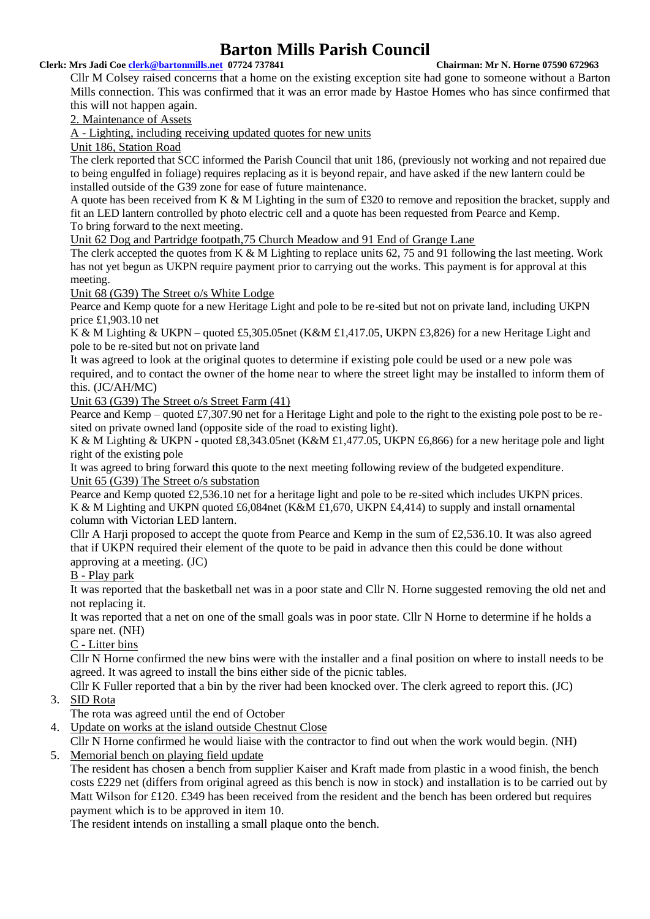Cllr M Colsey raised concerns that a home on the existing exception site had gone to someone without a Barton Mills connection. This was confirmed that it was an error made by Hastoe Homes who has since confirmed that this will not happen again.

2. Maintenance of Assets

A - Lighting, including receiving updated quotes for new units

Unit 186, Station Road

The clerk reported that SCC informed the Parish Council that unit 186, (previously not working and not repaired due to being engulfed in foliage) requires replacing as it is beyond repair, and have asked if the new lantern could be installed outside of the G39 zone for ease of future maintenance.

A quote has been received from K & M Lighting in the sum of £320 to remove and reposition the bracket, supply and fit an LED lantern controlled by photo electric cell and a quote has been requested from Pearce and Kemp.

To bring forward to the next meeting.

Unit 62 Dog and Partridge footpath,75 Church Meadow and 91 End of Grange Lane

The clerk accepted the quotes from K & M Lighting to replace units 62, 75 and 91 following the last meeting. Work has not yet begun as UKPN require payment prior to carrying out the works. This payment is for approval at this meeting.

Unit 68 (G39) The Street o/s White Lodge

Pearce and Kemp quote for a new Heritage Light and pole to be re-sited but not on private land, including UKPN price £1,903.10 net

K & M Lighting & UKPN – quoted £5,305.05net (K&M £1,417.05, UKPN £3,826) for a new Heritage Light and pole to be re-sited but not on private land

It was agreed to look at the original quotes to determine if existing pole could be used or a new pole was required, and to contact the owner of the home near to where the street light may be installed to inform them of this. (JC/AH/MC)

Unit 63 (G39) The Street o/s Street Farm (41)

Pearce and Kemp – quoted £7,307.90 net for a Heritage Light and pole to the right to the existing pole post to be re-sited on private owned land (opposite side of the road to existing light).

K & M Lighting & UKPN - quoted £8,343.05net (K&M £1,477.05, UKPN £6,866) for a new heritage pole and light right of the existing pole

It was agreed to bring forward this quote to the next meeting following review of the budgeted expenditure.

Unit 65 (G39) The Street o/s substation

Pearce and Kemp quoted £2,536.10 net for a heritage light and pole to be re-sited which includes UKPN prices.

K & M Lighting and UKPN quoted £6,084net (K&M £1,670, UKPN £4,414) to supply and install ornamental column with Victorian LED lantern.

Cllr A Harji proposed to accept the quote from Pearce and Kemp in the sum of £2,536.10. It was also agreed that if UKPN required their element of the quote to be paid in advance then this could be done without approving at a meeting. (JC)

B - Play park

It was reported that the basketball net was in a poor state and Cllr N. Horne suggested removing the old net and not replacing it.

It was reported that a net on one of the small goals was in poor state. Cllr N Horne to determine if he holds a spare net. (NH)

C - Litter bins

Cllr N Horne confirmed the new bins were with the installer and a final position on where to install needs to be agreed. It was agreed to install the bins either side of the picnic tables.

Cllr K Fuller reported that a bin by the river had been knocked over. The clerk agreed to report this. (JC)

3. SID Rota

   The rota was agreed until the end of October

4. Update on works at the island outside Chestnut Close

   Cllr N Horne confirmed he would liaise with the contractor to find out when the work would begin. (NH)

5. Memorial bench on playing field update

   The resident has chosen a bench from supplier Kaiser and Kraft made from plastic in a wood finish, the bench costs £229 net (differs from original agreed as this bench is now in stock) and installation is to be carried out by Matt Wilson for £120. £349 has been received from the resident and the bench has been ordered but requires payment which is to be approved in item 10.

   The resident intends on installing a small plaque onto the bench.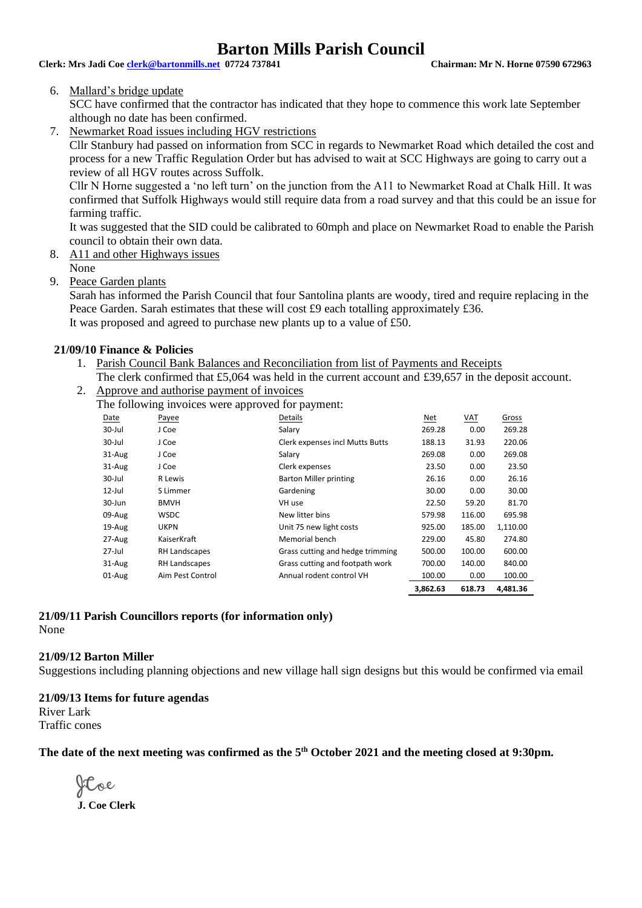6. Mallard's bridge update
   SCC have confirmed that the contractor has indicated that they hope to commence this work late September although no date has been confirmed.
7. Newmarket Road issues including HGV restrictions
   Cllr Stanbury had passed on information from SCC in regards to Newmarket Road which detailed the cost and process for a new Traffic Regulation Order but has advised to wait at SCC Highways are going to carry out a review of all HGV routes across Suffolk.
   Cllr N Horne suggested a 'no left turn' on the junction from the A11 to Newmarket Road at Chalk Hill. It was confirmed that Suffolk Highways would still require data from a road survey and that this could be an issue for farming traffic.
   It was suggested that the SID could be calibrated to 60mph and place on Newmarket Road to enable the Parish council to obtain their own data.
8. A11 and other Highways issues
   None
9. Peace Garden plants
   Sarah has informed the Parish Council that four Santolina plants are woody, tired and require replacing in the Peace Garden. Sarah estimates that these will cost £9 each totalling approximately £36.
   It was proposed and agreed to purchase new plants up to a value of £50.

**21/09/10 Finance & Policies**

1. Parish Council Bank Balances and Reconciliation from list of Payments and Receipts
   The clerk confirmed that £5,064 was held in the current account and £39,657 in the deposit account.
2. Approve and authorise payment of invoices
   The following invoices were approved for payment:

| Date | Payee | Details | Net | VAT | Gross |
|---|---|---|---|---|---|
| 30-Jul | J Coe | Salary | 269.28 | 0.00 | 269.28 |
| 30-Jul | J Coe | Clerk expenses incl Mutts Butts | 188.13 | 31.93 | 220.06 |
| 31-Aug | J Coe | Salary | 269.08 | 0.00 | 269.08 |
| 31-Aug | J Coe | Clerk expenses | 23.50 | 0.00 | 23.50 |
| 30-Jul | R Lewis | Barton Miller printing | 26.16 | 0.00 | 26.16 |
| 12-Jul | S Limmer | Gardening | 30.00 | 0.00 | 30.00 |
| 30-Jun | BMVH | VH use | 22.50 | 59.20 | 81.70 |
| 09-Aug | WSDC | New litter bins | 579.98 | 116.00 | 695.98 |
| 19-Aug | UKPN | Unit 75 new light costs | 925.00 | 185.00 | 1,110.00 |
| 27-Aug | KaiserKraft | Memorial bench | 229.00 | 45.80 | 274.80 |
| 27-Jul | RH Landscapes | Grass cutting and hedge trimming | 500.00 | 100.00 | 600.00 |
| 31-Aug | RH Landscapes | Grass cutting and footpath work | 700.00 | 140.00 | 840.00 |
| 01-Aug | Aim Pest Control | Annual rodent control VH | 100.00 | 0.00 | 100.00 |
| | | | **3,862.63** | **618.73** | **4,481.36** |

**21/09/11 Parish Councillors reports (for information only)**
None

**21/09/12 Barton Miller**
Suggestions including planning objections and new village hall sign designs but this would be confirmed via email

**21/09/13 Items for future agendas**
River Lark
Traffic cones

**The date of the next meeting was confirmed as the 5th October 2021 and the meeting closed at 9:30pm.**

JCoe
**J. Coe Clerk**